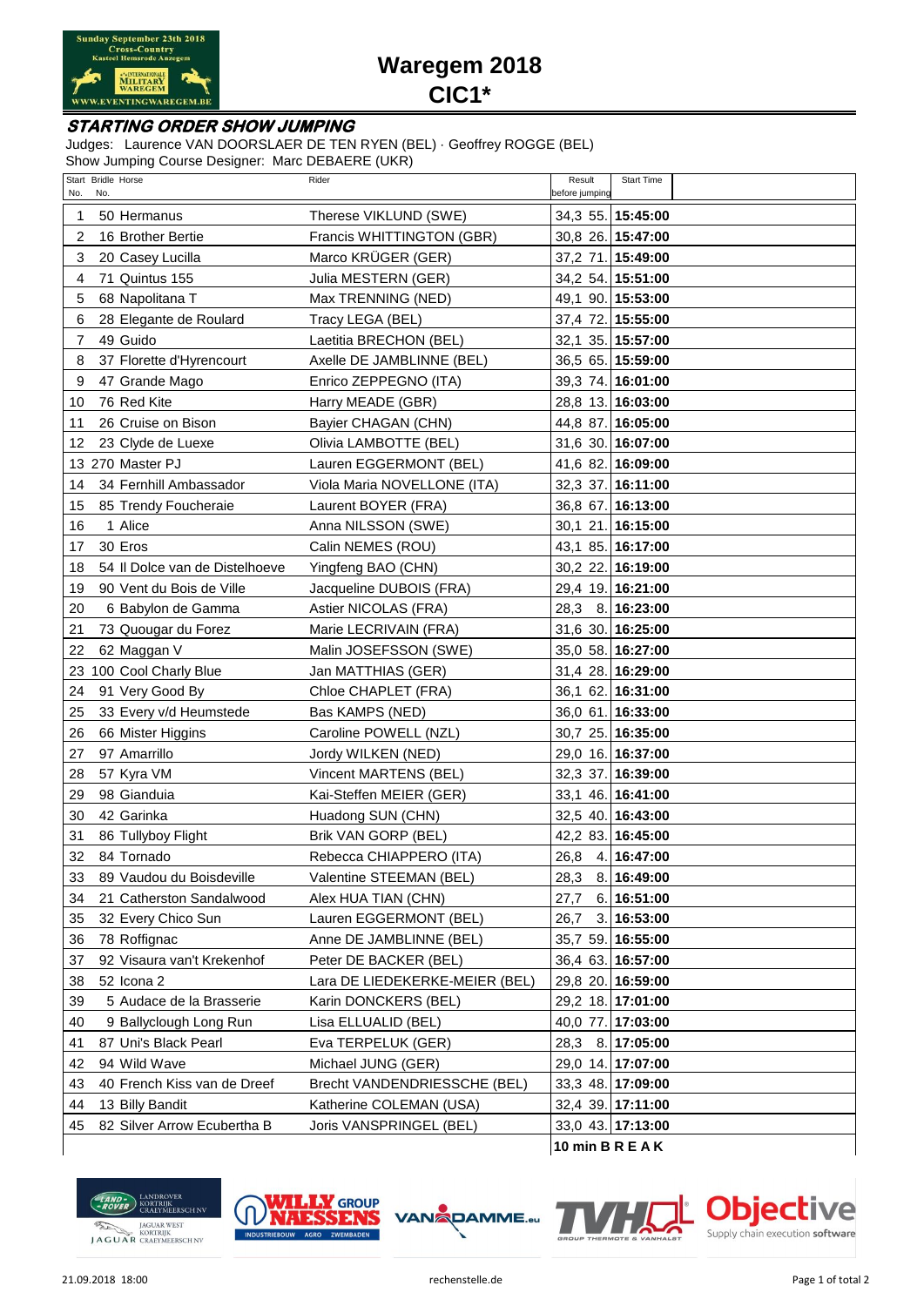# Waregem 2018

## CIC1*

### STARTING ORDER SHOW JUMPING

Judges: Laurence VAN DOORSLAER DE TEN RYEN (BEL) · Geoffrey ROGGE (BEL)
Show Jumping Course Designer: Marc DEBAERE (UKR)

| Start No. | Bridle No. | Horse | Rider | Result before jumping | | Start Time |
|---|---|---|---|---|---|---|
| 1 | 50 | Hermanus | Therese VIKLUND (SWE) | 34,3 | 55. | 15:45:00 |
| 2 | 16 | Brother Bertie | Francis WHITTINGTON (GBR) | 30,8 | 26. | 15:47:00 |
| 3 | 20 | Casey Lucilla | Marco KRÜGER (GER) | 37,2 | 71. | 15:49:00 |
| 4 | 71 | Quintus 155 | Julia MESTERN (GER) | 34,2 | 54. | 15:51:00 |
| 5 | 68 | Napolitana T | Max TRENNING (NED) | 49,1 | 90. | 15:53:00 |
| 6 | 28 | Elegante de Roulard | Tracy LEGA (BEL) | 37,4 | 72. | 15:55:00 |
| 7 | 49 | Guido | Laetitia BRECHON (BEL) | 32,1 | 35. | 15:57:00 |
| 8 | 37 | Florette d'Hyrencourt | Axelle DE JAMBLINNE (BEL) | 36,5 | 65. | 15:59:00 |
| 9 | 47 | Grande Mago | Enrico ZEPPEGNO (ITA) | 39,3 | 74. | 16:01:00 |
| 10 | 76 | Red Kite | Harry MEADE (GBR) | 28,8 | 13. | 16:03:00 |
| 11 | 26 | Cruise on Bison | Bayier CHAGAN (CHN) | 44,8 | 87. | 16:05:00 |
| 12 | 23 | Clyde de Luexe | Olivia LAMBOTTE (BEL) | 31,6 | 30. | 16:07:00 |
| 13 | 270 | Master PJ | Lauren EGGERMONT (BEL) | 41,6 | 82. | 16:09:00 |
| 14 | 34 | Fernhill Ambassador | Viola Maria NOVELLONE (ITA) | 32,3 | 37. | 16:11:00 |
| 15 | 85 | Trendy Foucheraie | Laurent BOYER (FRA) | 36,8 | 67. | 16:13:00 |
| 16 | 1 | Alice | Anna NILSSON (SWE) | 30,1 | 21. | 16:15:00 |
| 17 | 30 | Eros | Calin NEMES (ROU) | 43,1 | 85. | 16:17:00 |
| 18 | 54 | Il Dolce van de Distelhoeve | Yingfeng BAO (CHN) | 30,2 | 22. | 16:19:00 |
| 19 | 90 | Vent du Bois de Ville | Jacqueline DUBOIS (FRA) | 29,4 | 19. | 16:21:00 |
| 20 | 6 | Babylon de Gamma | Astier NICOLAS (FRA) | 28,3 | 8. | 16:23:00 |
| 21 | 73 | Quougar du Forez | Marie LECRIVAIN (FRA) | 31,6 | 30. | 16:25:00 |
| 22 | 62 | Maggan V | Malin JOSEFSSON (SWE) | 35,0 | 58. | 16:27:00 |
| 23 | 100 | Cool Charly Blue | Jan MATTHIAS (GER) | 31,4 | 28. | 16:29:00 |
| 24 | 91 | Very Good By | Chloe CHAPLET (FRA) | 36,1 | 62. | 16:31:00 |
| 25 | 33 | Every v/d Heumstede | Bas KAMPS (NED) | 36,0 | 61. | 16:33:00 |
| 26 | 66 | Mister Higgins | Caroline POWELL (NZL) | 30,7 | 25. | 16:35:00 |
| 27 | 97 | Amarrillo | Jordy WILKEN (NED) | 29,0 | 16. | 16:37:00 |
| 28 | 57 | Kyra VM | Vincent MARTENS (BEL) | 32,3 | 37. | 16:39:00 |
| 29 | 98 | Gianduia | Kai-Steffen MEIER (GER) | 33,1 | 46. | 16:41:00 |
| 30 | 42 | Garinka | Huadong SUN (CHN) | 32,5 | 40. | 16:43:00 |
| 31 | 86 | Tullyboy Flight | Brik VAN GORP (BEL) | 42,2 | 83. | 16:45:00 |
| 32 | 84 | Tornado | Rebecca CHIAPPERO (ITA) | 26,8 | 4. | 16:47:00 |
| 33 | 89 | Vaudou du Boisdeville | Valentine STEEMAN (BEL) | 28,3 | 8. | 16:49:00 |
| 34 | 21 | Catherston Sandalwood | Alex HUA TIAN (CHN) | 27,7 | 6. | 16:51:00 |
| 35 | 32 | Every Chico Sun | Lauren EGGERMONT (BEL) | 26,7 | 3. | 16:53:00 |
| 36 | 78 | Roffignac | Anne DE JAMBLINNE (BEL) | 35,7 | 59. | 16:55:00 |
| 37 | 92 | Visaura van't Krekenhof | Peter DE BACKER (BEL) | 36,4 | 63. | 16:57:00 |
| 38 | 52 | Icona 2 | Lara DE LIEDEKERKE-MEIER (BEL) | 29,8 | 20. | 16:59:00 |
| 39 | 5 | Audace de la Brasserie | Karin DONCKERS (BEL) | 29,2 | 18. | 17:01:00 |
| 40 | 9 | Ballyclough Long Run | Lisa ELLUALID (BEL) | 40,0 | 77. | 17:03:00 |
| 41 | 87 | Uni's Black Pearl | Eva TERPELUK (GER) | 28,3 | 8. | 17:05:00 |
| 42 | 94 | Wild Wave | Michael JUNG (GER) | 29,0 | 14. | 17:07:00 |
| 43 | 40 | French Kiss van de Dreef | Brecht VANDENDRIESSCHE (BEL) | 33,3 | 48. | 17:09:00 |
| 44 | 13 | Billy Bandit | Katherine COLEMAN (USA) | 32,4 | 39. | 17:11:00 |
| 45 | 82 | Silver Arrow Ecubertha B | Joris VANSPRINGEL (BEL) | 33,0 | 43. | 17:13:00 |
| | | | | **10 min B R E A K** | | |

21.09.2018 18:00 rechenstelle.de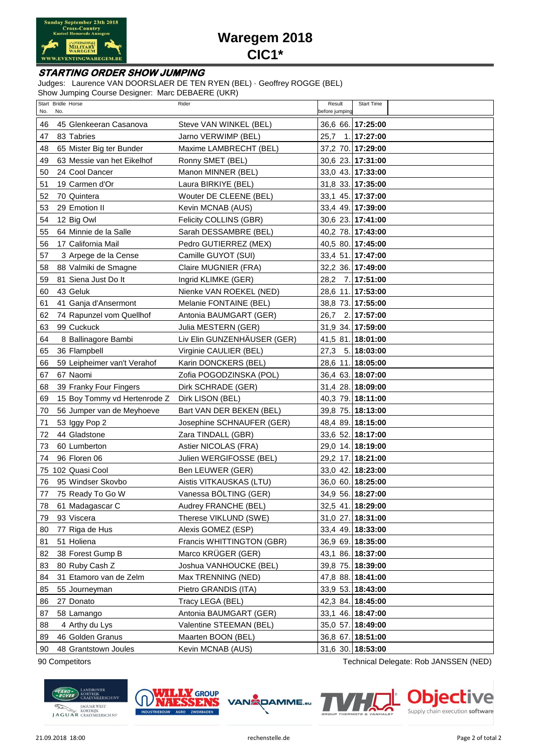# Waregem 2018

## CIC1*

### STARTING ORDER SHOW JUMPING

Judges: Laurence VAN DOORSLAER DE TEN RYEN (BEL) · Geoffrey ROGGE (BEL)
Show Jumping Course Designer: Marc DEBAERE (UKR)

| Start No. | Bridle No. | Horse | Rider | Result before jumping | | Start Time |
|---|---|---|---|---|---|---|
| 46 | 45 | Glenkeeran Casanova | Steve VAN WINKEL (BEL) | 36,6 | 66. | **17:25:00** |
| 47 | 83 | Tabries | Jarno VERWIMP (BEL) | 25,7 | 1. | **17:27:00** |
| 48 | 65 | Mister Big ter Bunder | Maxime LAMBRECHT (BEL) | 37,2 | 70. | **17:29:00** |
| 49 | 63 | Messie van het Eikelhof | Ronny SMET (BEL) | 30,6 | 23. | **17:31:00** |
| 50 | 24 | Cool Dancer | Manon MINNER (BEL) | 33,0 | 43. | **17:33:00** |
| 51 | 19 | Carmen d'Or | Laura BIRKIYE (BEL) | 31,8 | 33. | **17:35:00** |
| 52 | 70 | Quintera | Wouter DE CLEENE (BEL) | 33,1 | 45. | **17:37:00** |
| 53 | 29 | Emotion II | Kevin MCNAB (AUS) | 33,4 | 49. | **17:39:00** |
| 54 | 12 | Big Owl | Felicity COLLINS (GBR) | 30,6 | 23. | **17:41:00** |
| 55 | 64 | Minnie de la Salle | Sarah DESSAMBRE (BEL) | 40,2 | 78. | **17:43:00** |
| 56 | 17 | California Mail | Pedro GUTIERREZ (MEX) | 40,5 | 80. | **17:45:00** |
| 57 | 3 | Arpege de la Cense | Camille GUYOT (SUI) | 33,4 | 51. | **17:47:00** |
| 58 | 88 | Valmiki de Smagne | Claire MUGNIER (FRA) | 32,2 | 36. | **17:49:00** |
| 59 | 81 | Siena Just Do It | Ingrid KLIMKE (GER) | 28,2 | 7. | **17:51:00** |
| 60 | 43 | Geluk | Nienke VAN ROEKEL (NED) | 28,6 | 11. | **17:53:00** |
| 61 | 41 | Ganja d'Ansermont | Melanie FONTAINE (BEL) | 38,8 | 73. | **17:55:00** |
| 62 | 74 | Rapunzel vom Quellhof | Antonia BAUMGART (GER) | 26,7 | 2. | **17:57:00** |
| 63 | 99 | Cuckuck | Julia MESTERN (GER) | 31,9 | 34. | **17:59:00** |
| 64 | 8 | Ballinagore Bambi | Liv Elin GUNZENHÄUSER (GER) | 41,5 | 81. | **18:01:00** |
| 65 | 36 | Flamppell | Virginie CAULIER (BEL) | 27,3 | 5. | **18:03:00** |
| 66 | 59 | Leipheimer van't Verahof | Karin DONCKERS (BEL) | 28,6 | 11. | **18:05:00** |
| 67 | 67 | Naomi | Zofia POGODZINSKA (POL) | 36,4 | 63. | **18:07:00** |
| 68 | 39 | Franky Four Fingers | Dirk SCHRADE (GER) | 31,4 | 28. | **18:09:00** |
| 69 | 15 | Boy Tommy vd Hertenrode Z | Dirk LISON (BEL) | 40,3 | 79. | **18:11:00** |
| 70 | 56 | Jumper van de Meyhoeve | Bart VAN DER BEKEN (BEL) | 39,8 | 75. | **18:13:00** |
| 71 | 53 | Iggy Pop 2 | Josephine SCHNAUFER (GER) | 48,4 | 89. | **18:15:00** |
| 72 | 44 | Gladstone | Zara TINDALL (GBR) | 33,6 | 52. | **18:17:00** |
| 73 | 60 | Lumberton | Astier NICOLAS (FRA) | 29,0 | 14. | **18:19:00** |
| 74 | 96 | Floren 06 | Julien WERGIFOSSE (BEL) | 29,2 | 17. | **18:21:00** |
| 75 | 102 | Quasi Cool | Ben LEUWER (GER) | 33,0 | 42. | **18:23:00** |
| 76 | 95 | Windser Skovbo | Aistis VITKAUSKAS (LTU) | 36,0 | 60. | **18:25:00** |
| 77 | 75 | Ready To Go W | Vanessa BÖLTING (GER) | 34,9 | 56. | **18:27:00** |
| 78 | 61 | Madagascar C | Audrey FRANCHE (BEL) | 32,5 | 41. | **18:29:00** |
| 79 | 93 | Viscera | Therese VIKLUND (SWE) | 31,0 | 27. | **18:31:00** |
| 80 | 77 | Riga de Hus | Alexis GOMEZ (ESP) | 33,4 | 49. | **18:33:00** |
| 81 | 51 | Holiena | Francis WHITTINGTON (GBR) | 36,9 | 69. | **18:35:00** |
| 82 | 38 | Forest Gump B | Marco KRÜGER (GER) | 43,1 | 86. | **18:37:00** |
| 83 | 80 | Ruby Cash Z | Joshua VANHOUCKE (BEL) | 39,8 | 75. | **18:39:00** |
| 84 | 31 | Etamoro van de Zelm | Max TRENNING (NED) | 47,8 | 88. | **18:41:00** |
| 85 | 55 | Journeyman | Pietro GRANDIS (ITA) | 33,9 | 53. | **18:43:00** |
| 86 | 27 | Donato | Tracy LEGA (BEL) | 42,3 | 84. | **18:45:00** |
| 87 | 58 | Lamango | Antonia BAUMGART (GER) | 33,1 | 46. | **18:47:00** |
| 88 | 4 | Arthy du Lys | Valentine STEEMAN (BEL) | 35,0 | 57. | **18:49:00** |
| 89 | 46 | Golden Granus | Maarten BOON (BEL) | 36,8 | 67. | **18:51:00** |
| 90 | 48 | Grantstown Joules | Kevin MCNAB (AUS) | 31,6 | 30. | **18:53:00** |

90 Competitors

Technical Delegate: Rob JANSSEN (NED)

21.09.2018 18:00 rechenstelle.de